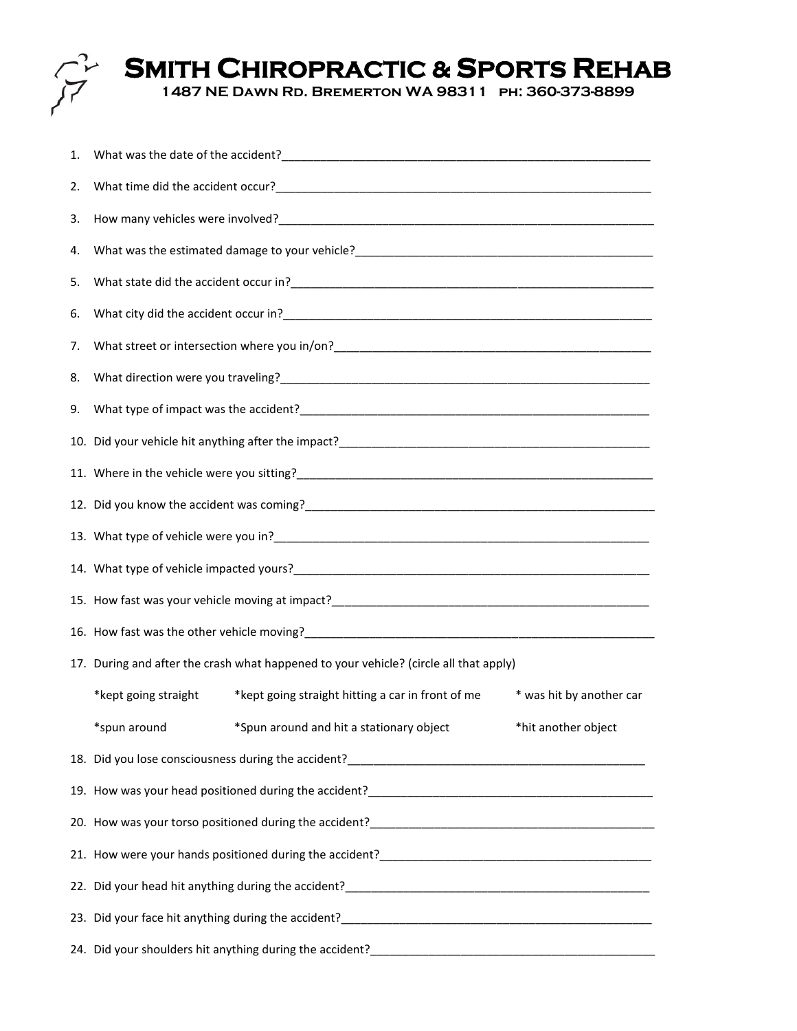# Smith Chiropractic & Sports Rehab

**1487 NE Dawn Rd. Bremerton WA 98311 ph: 360-373-8899**

1. What was the date of the accident?____________________________________________________________
2. What time did the accident occur?____________________________________________________________
3. How many vehicles were involved?____________________________________________________________
4. What was the estimated damage to your vehicle?_______________________________________________
5. What state did the accident occur in?_________________________________________________________
6. What city did the accident occur in?__________________________________________________________
7. What street or intersection where you in/on?___________________________________________________
8. What direction were you traveling?___________________________________________________________
9. What type of impact was the accident?________________________________________________________
10. Did your vehicle hit anything after the impact?_________________________________________________
11. Where in the vehicle were you sitting?________________________________________________________
12. Did you know the accident was coming?______________________________________________________
13. What type of vehicle were you in?___________________________________________________________
14. What type of vehicle impacted yours?_________________________________________________________
15. How fast was your vehicle moving at impact?__________________________________________________
16. How fast was the other vehicle moving?_______________________________________________________
17. During and after the crash what happened to your vehicle? (circle all that apply)

    *kept going straight  *kept going straight hitting a car in front of me  * was hit by another car

    *spun around  *Spun around and hit a stationary object  *hit another object

18. Did you lose consciousness during the accident?_______________________________________________
19. How was your head positioned during the accident?____________________________________________
20. How was your torso positioned during the accident?____________________________________________
21. How were your hands positioned during the accident?___________________________________________
22. Did your head hit anything during the accident?_______________________________________________
23. Did your face hit anything during the accident?________________________________________________
24. Did your shoulders hit anything during the accident?____________________________________________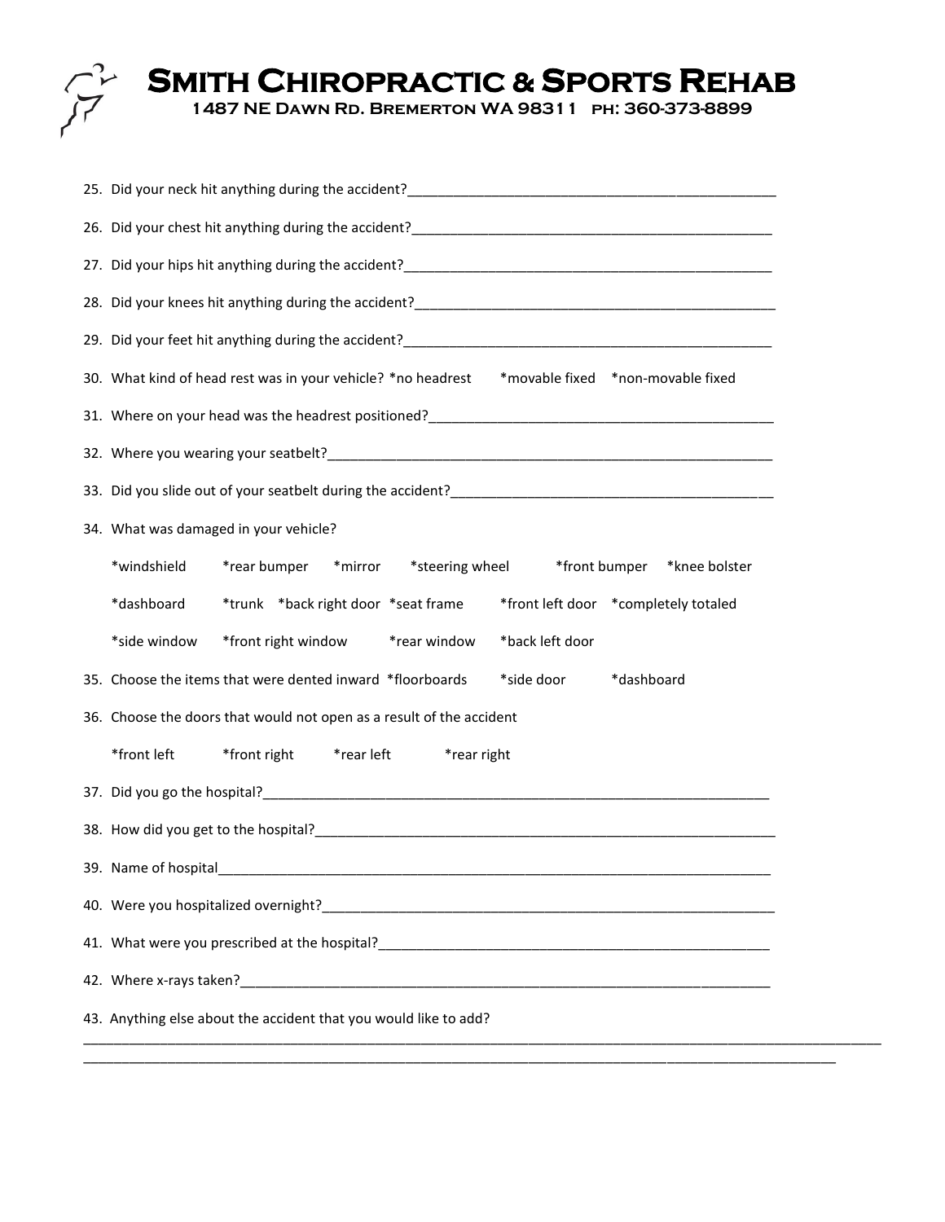# Smith Chiropractic & Sports Rehab

1487 NE Dawn Rd. Bremerton WA 98311 ph: 360-373-8899

25. Did your neck hit anything during the accident?___________________________________________________

26. Did your chest hit anything during the accident?__________________________________________________

27. Did your hips hit anything during the accident?___________________________________________________

28. Did your knees hit anything during the accident?__________________________________________________

29. Did your feet hit anything during the accident?___________________________________________________

30. What kind of head rest was in your vehicle? *no headrest *movable fixed *non-movable fixed

31. Where on your head was the headrest positioned?_______________________________________________

32. Where you wearing your seatbelt?_____________________________________________________________

33. Did you slide out of your seatbelt during the accident?____________________________________________

34. What was damaged in your vehicle?

    *windshield *rear bumper *mirror *steering wheel *front bumper *knee bolster

    *dashboard *trunk *back right door *seat frame *front left door *completely totaled

    *side window *front right window *rear window *back left door

35. Choose the items that were dented inward *floorboards *side door *dashboard

36. Choose the doors that would not open as a result of the accident

    *front left *front right *rear left *rear right

37. Did you go the hospital?_____________________________________________________________________

38. How did you get to the hospital?______________________________________________________________

39. Name of hospital___________________________________________________________________________

40. Were you hospitalized overnight?______________________________________________________________

41. What were you prescribed at the hospital?______________________________________________________

42. Where x-rays taken?________________________________________________________________________

43. Anything else about the accident that you would like to add?

________________________________________________________________________________________________

________________________________________________________________________________________________